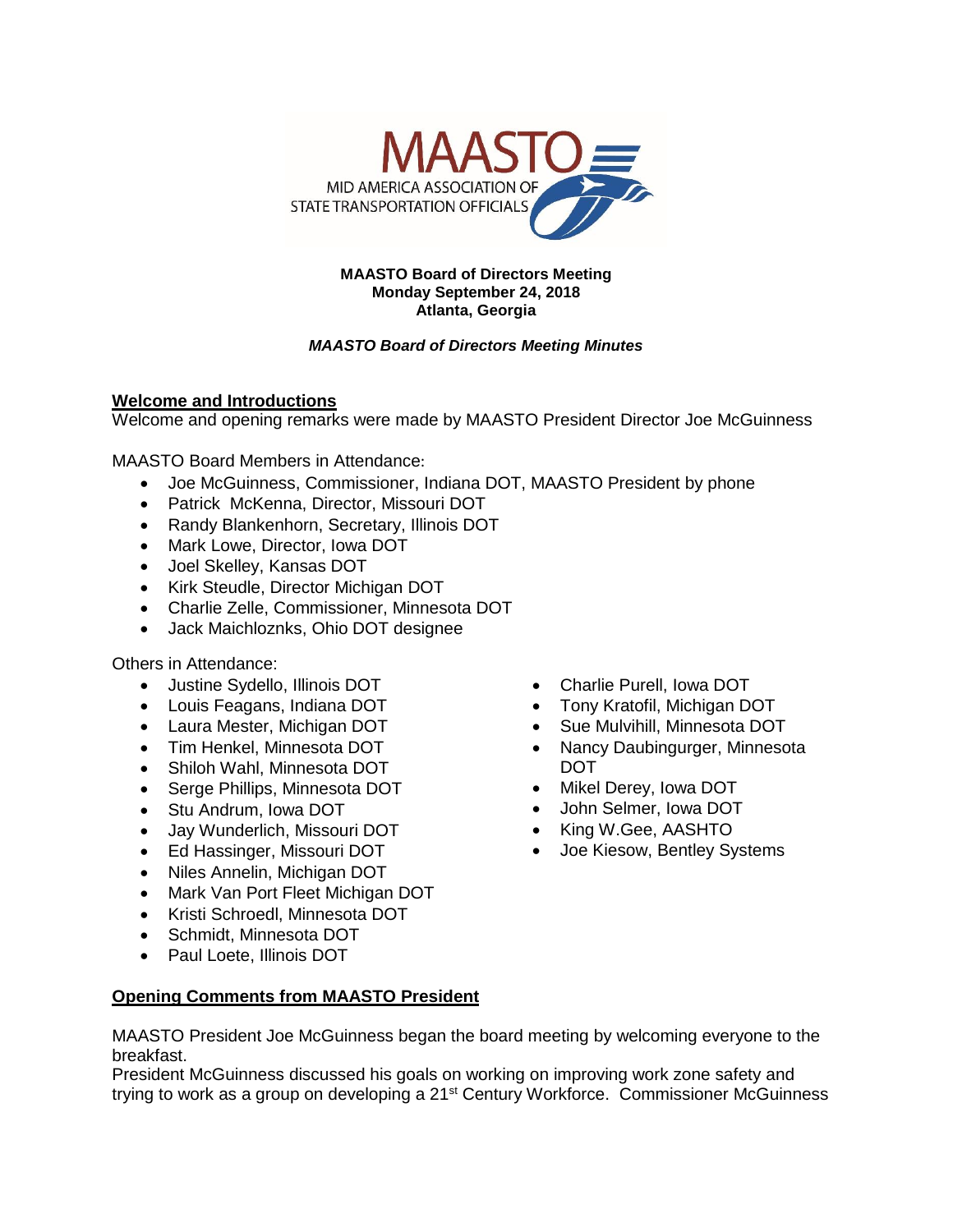**MAASTO Board of Directors Meeting**
**Monday September 24, 2018**
**Atlanta, Georgia**

***MAASTO Board of Directors Meeting Minutes***

## Welcome and Introductions

Welcome and opening remarks were made by MAASTO President Director Joe McGuinness

MAASTO Board Members in Attendance:

- Joe McGuinness, Commissioner, Indiana DOT, MAASTO President by phone
- Patrick McKenna, Director, Missouri DOT
- Randy Blankenhorn, Secretary, Illinois DOT
- Mark Lowe, Director, Iowa DOT
- Joel Skelley, Kansas DOT
- Kirk Steudle, Director Michigan DOT
- Charlie Zelle, Commissioner, Minnesota DOT
- Jack Maichloznks, Ohio DOT designee

Others in Attendance:

- Justine Sydello, Illinois DOT
- Louis Feagans, Indiana DOT
- Laura Mester, Michigan DOT
- Tim Henkel, Minnesota DOT
- Shiloh Wahl, Minnesota DOT
- Serge Phillips, Minnesota DOT
- Stu Andrum, Iowa DOT
- Jay Wunderlich, Missouri DOT
- Ed Hassinger, Missouri DOT
- Niles Annelin, Michigan DOT
- Mark Van Port Fleet Michigan DOT
- Kristi Schroedl, Minnesota DOT
- Schmidt, Minnesota DOT
- Paul Loete, Illinois DOT
- Charlie Purell, Iowa DOT
- Tony Kratofil, Michigan DOT
- Sue Mulvihill, Minnesota DOT
- Nancy Daubingurger, Minnesota DOT
- Mikel Derey, Iowa DOT
- John Selmer, Iowa DOT
- King W.Gee, AASHTO
- Joe Kiesow, Bentley Systems

## Opening Comments from MAASTO President

MAASTO President Joe McGuinness began the board meeting by welcoming everyone to the breakfast.
President McGuinness discussed his goals on working on improving work zone safety and trying to work as a group on developing a 21st Century Workforce. Commissioner McGuinness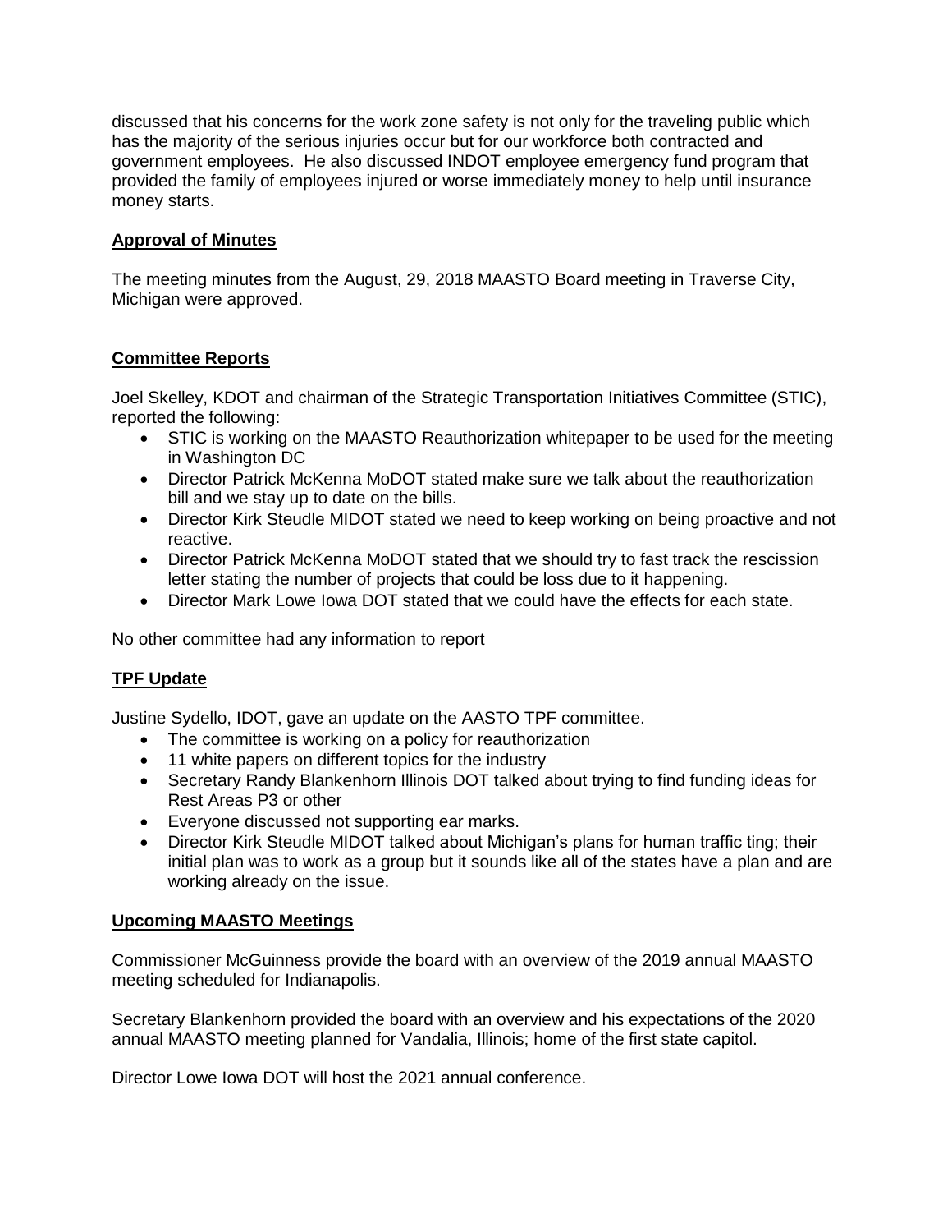discussed that his concerns for the work zone safety is not only for the traveling public which has the majority of the serious injuries occur but for our workforce both contracted and government employees. He also discussed INDOT employee emergency fund program that provided the family of employees injured or worse immediately money to help until insurance money starts.

**Approval of Minutes**

The meeting minutes from the August, 29, 2018 MAASTO Board meeting in Traverse City, Michigan were approved.

**Committee Reports**

Joel Skelley, KDOT and chairman of the Strategic Transportation Initiatives Committee (STIC), reported the following:

- STIC is working on the MAASTO Reauthorization whitepaper to be used for the meeting in Washington DC
- Director Patrick McKenna MoDOT stated make sure we talk about the reauthorization bill and we stay up to date on the bills.
- Director Kirk Steudle MIDOT stated we need to keep working on being proactive and not reactive.
- Director Patrick McKenna MoDOT stated that we should try to fast track the rescission letter stating the number of projects that could be loss due to it happening.
- Director Mark Lowe Iowa DOT stated that we could have the effects for each state.

No other committee had any information to report

**TPF Update**

Justine Sydello, IDOT, gave an update on the AASTO TPF committee.

- The committee is working on a policy for reauthorization
- 11 white papers on different topics for the industry
- Secretary Randy Blankenhorn Illinois DOT talked about trying to find funding ideas for Rest Areas P3 or other
- Everyone discussed not supporting ear marks.
- Director Kirk Steudle MIDOT talked about Michigan's plans for human traffic ting; their initial plan was to work as a group but it sounds like all of the states have a plan and are working already on the issue.

**Upcoming MAASTO Meetings**

Commissioner McGuinness provide the board with an overview of the 2019 annual MAASTO meeting scheduled for Indianapolis.

Secretary Blankenhorn provided the board with an overview and his expectations of the 2020 annual MAASTO meeting planned for Vandalia, Illinois; home of the first state capitol.

Director Lowe Iowa DOT will host the 2021 annual conference.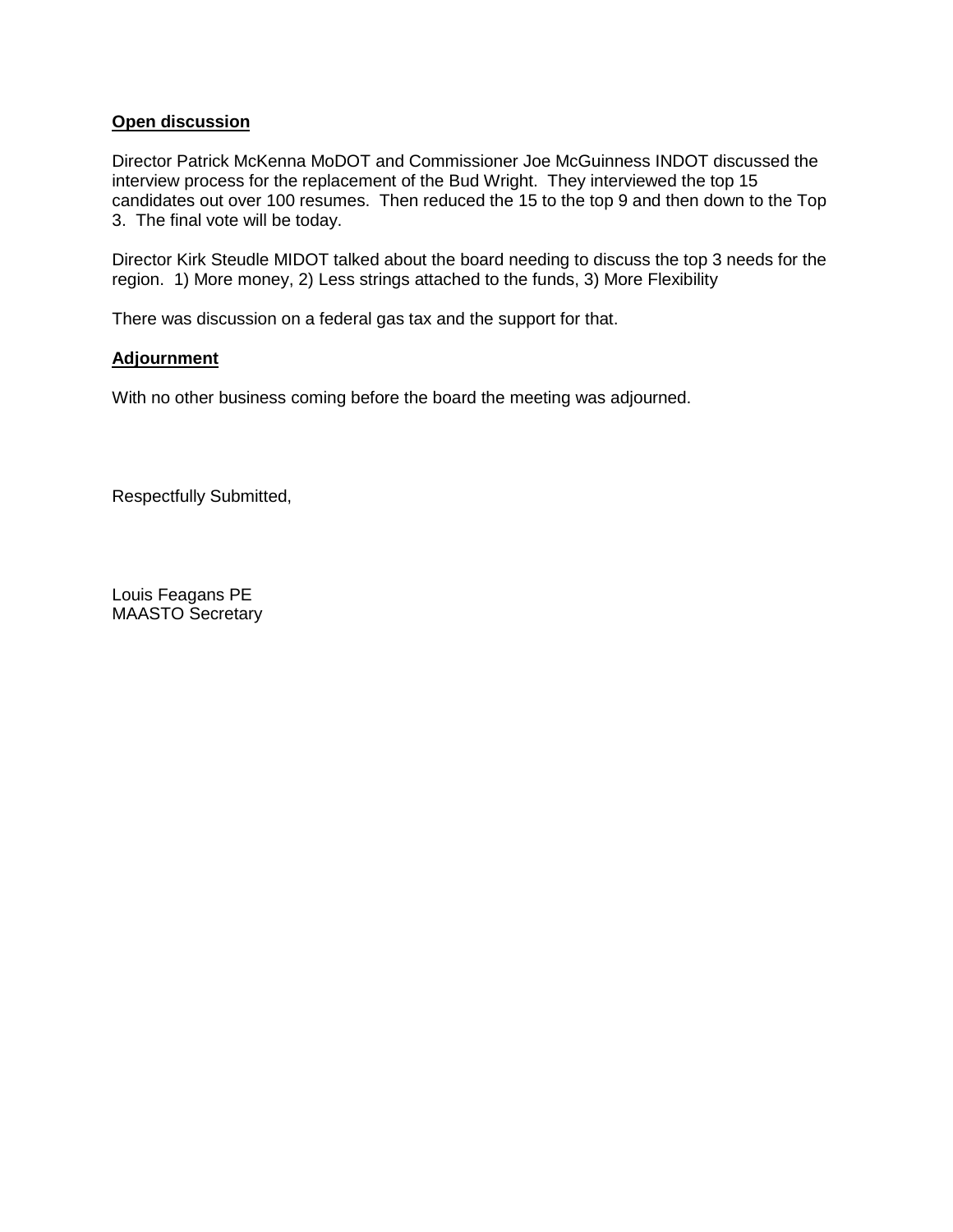**Open discussion**

Director Patrick McKenna MoDOT and Commissioner Joe McGuinness INDOT discussed the interview process for the replacement of the Bud Wright. They interviewed the top 15 candidates out over 100 resumes. Then reduced the 15 to the top 9 and then down to the Top 3. The final vote will be today.

Director Kirk Steudle MIDOT talked about the board needing to discuss the top 3 needs for the region. 1) More money, 2) Less strings attached to the funds, 3) More Flexibility

There was discussion on a federal gas tax and the support for that.

**Adjournment**

With no other business coming before the board the meeting was adjourned.

Respectfully Submitted,

Louis Feagans PE
MAASTO Secretary